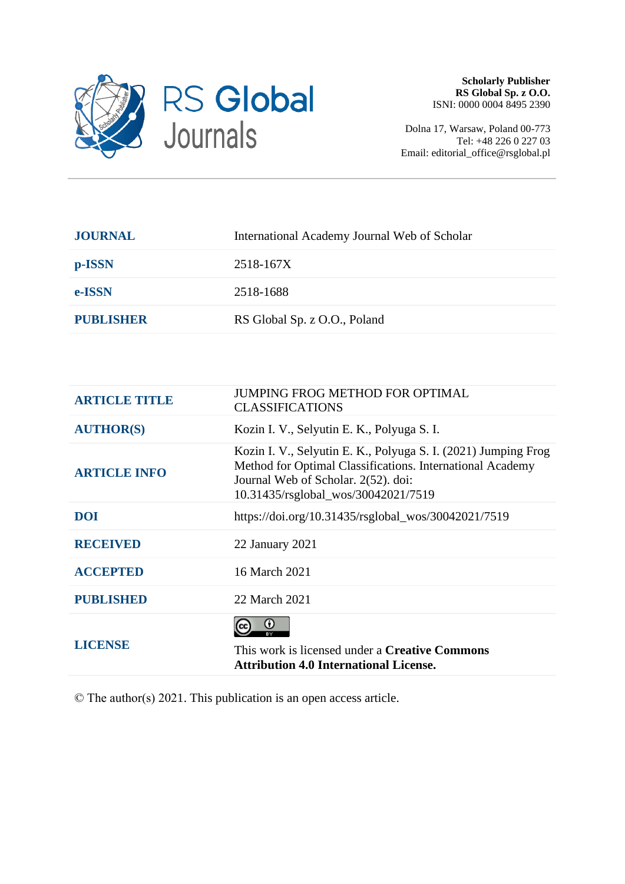**Scholarly Publisher**
**RS Global Sp. z O.O.**
ISNI: 0000 0004 8495 2390

Dolna 17, Warsaw, Poland 00-773
Tel: +48 226 0 227 03
Email: editorial_office@rsglobal.pl

| | |
|---|---|
| **JOURNAL** | International Academy Journal Web of Scholar |
| **p-ISSN** | 2518-167X |
| **e-ISSN** | 2518-1688 |
| **PUBLISHER** | RS Global Sp. z O.O., Poland |

| | |
|---|---|
| **ARTICLE TITLE** | JUMPING FROG METHOD FOR OPTIMAL CLASSIFICATIONS |
| **AUTHOR(S)** | Kozin I. V., Selyutin E. K., Polyuga S. I. |
| **ARTICLE INFO** | Kozin I. V., Selyutin E. K., Polyuga S. I. (2021) Jumping Frog Method for Optimal Classifications. International Academy Journal Web of Scholar. 2(52). doi: 10.31435/rsglobal_wos/30042021/7519 |
| **DOI** | https://doi.org/10.31435/rsglobal_wos/30042021/7519 |
| **RECEIVED** | 22 January 2021 |
| **ACCEPTED** | 16 March 2021 |
| **PUBLISHED** | 22 March 2021 |
| **LICENSE** | This work is licensed under a **Creative Commons Attribution 4.0 International License.** |

© The author(s) 2021. This publication is an open access article.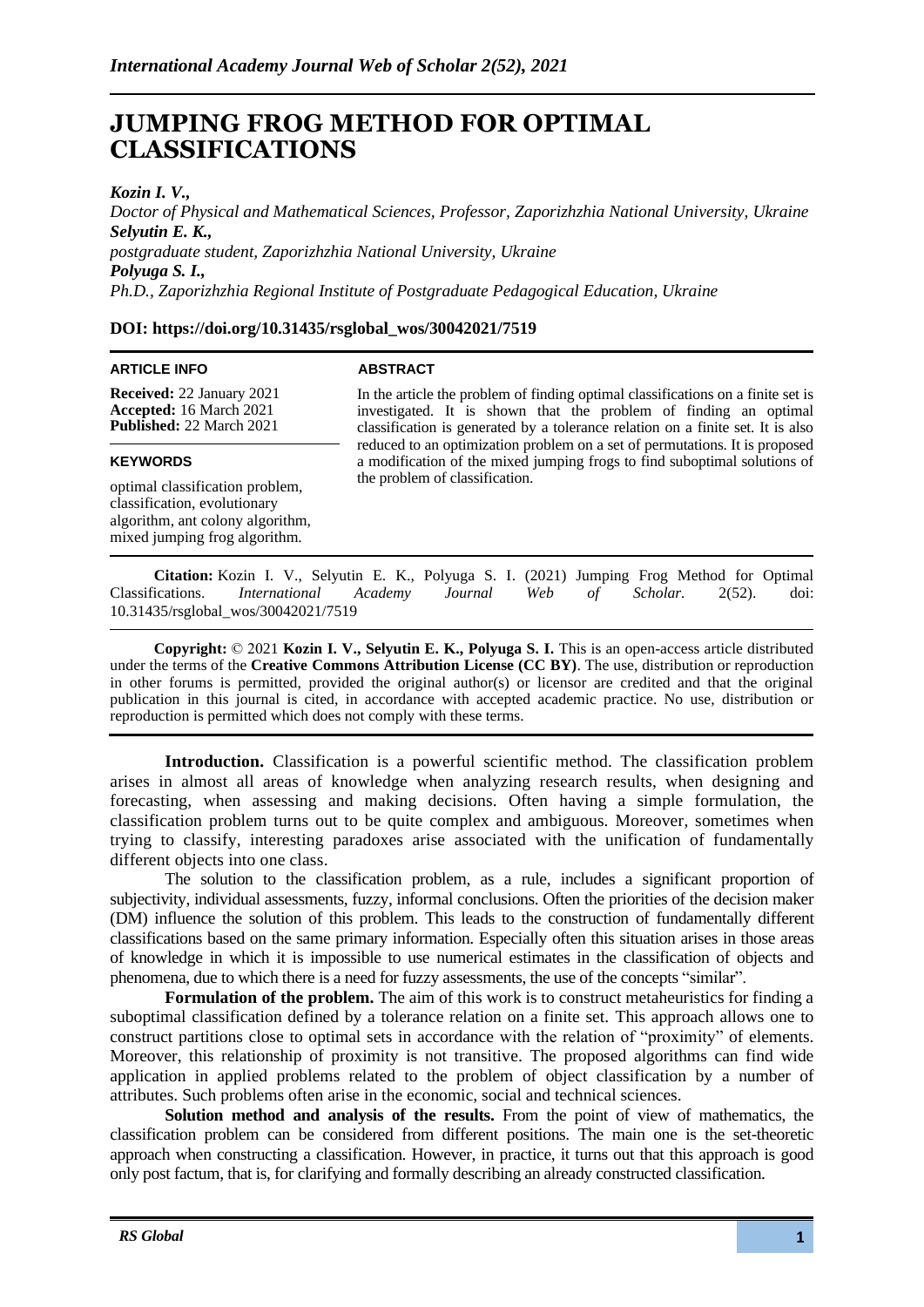# JUMPING FROG METHOD FOR OPTIMAL CLASSIFICATIONS

***Kozin I. V.,***
*Doctor of Physical and Mathematical Sciences, Professor, Zaporizhzhia National University, Ukraine*
***Selyutin E. K.,***
*postgraduate student, Zaporizhzhia National University, Ukraine*
***Polyuga S. I.,***
*Ph.D., Zaporizhzhia Regional Institute of Postgraduate Pedagogical Education, Ukraine*

**DOI: https://doi.org/10.31435/rsglobal_wos/30042021/7519**

**ARTICLE INFO**

**Received:** 22 January 2021
**Accepted:** 16 March 2021
**Published:** 22 March 2021

**KEYWORDS**

optimal classification problem, classification, evolutionary algorithm, ant colony algorithm, mixed jumping frog algorithm.

**ABSTRACT**

In the article the problem of finding optimal classifications on a finite set is investigated. It is shown that the problem of finding an optimal classification is generated by a tolerance relation on a finite set. It is also reduced to an optimization problem on a set of permutations. It is proposed a modification of the mixed jumping frogs to find suboptimal solutions of the problem of classification.

**Citation:** Kozin I. V., Selyutin E. K., Polyuga S. I. (2021) Jumping Frog Method for Optimal Classifications. *International Academy Journal Web of Scholar.* 2(52). doi: 10.31435/rsglobal_wos/30042021/7519

**Copyright:** © 2021 **Kozin I. V., Selyutin E. K., Polyuga S. I.** This is an open-access article distributed under the terms of the **Creative Commons Attribution License (CC BY)**. The use, distribution or reproduction in other forums is permitted, provided the original author(s) or licensor are credited and that the original publication in this journal is cited, in accordance with accepted academic practice. No use, distribution or reproduction is permitted which does not comply with these terms.

**Introduction.** Classification is a powerful scientific method. The classification problem arises in almost all areas of knowledge when analyzing research results, when designing and forecasting, when assessing and making decisions. Often having a simple formulation, the classification problem turns out to be quite complex and ambiguous. Moreover, sometimes when trying to classify, interesting paradoxes arise associated with the unification of fundamentally different objects into one class.

The solution to the classification problem, as a rule, includes a significant proportion of subjectivity, individual assessments, fuzzy, informal conclusions. Often the priorities of the decision maker (DM) influence the solution of this problem. This leads to the construction of fundamentally different classifications based on the same primary information. Especially often this situation arises in those areas of knowledge in which it is impossible to use numerical estimates in the classification of objects and phenomena, due to which there is a need for fuzzy assessments, the use of the concepts "similar".

**Formulation of the problem.** The aim of this work is to construct metaheuristics for finding a suboptimal classification defined by a tolerance relation on a finite set. This approach allows one to construct partitions close to optimal sets in accordance with the relation of "proximity" of elements. Moreover, this relationship of proximity is not transitive. The proposed algorithms can find wide application in applied problems related to the problem of object classification by a number of attributes. Such problems often arise in the economic, social and technical sciences.

**Solution method and analysis of the results.** From the point of view of mathematics, the classification problem can be considered from different positions. The main one is the set-theoretic approach when constructing a classification. However, in practice, it turns out that this approach is good only post factum, that is, for clarifying and formally describing an already constructed classification.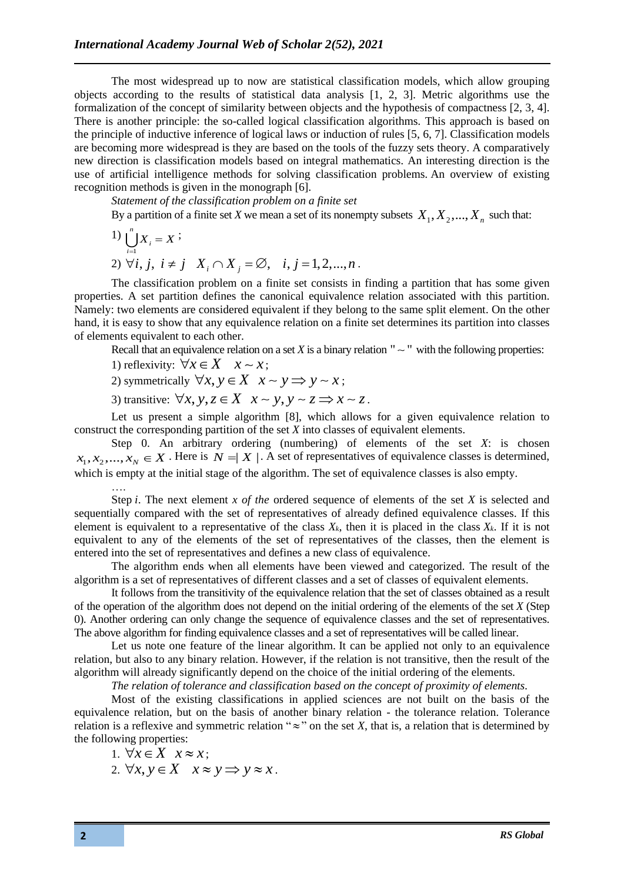The most widespread up to now are statistical classification models, which allow grouping objects according to the results of statistical data analysis [1, 2, 3]. Metric algorithms use the formalization of the concept of similarity between objects and the hypothesis of compactness [2, 3, 4]. There is another principle: the so-called logical classification algorithms. This approach is based on the principle of inductive inference of logical laws or induction of rules [5, 6, 7]. Classification models are becoming more widespread is they are based on the tools of the fuzzy sets theory. A comparatively new direction is classification models based on integral mathematics. An interesting direction is the use of artificial intelligence methods for solving classification problems. An overview of existing recognition methods is given in the monograph [6].

*Statement of the classification problem on a finite set*

By a partition of a finite set *X* we mean a set of its nonempty subsets $X_1, X_2, ..., X_n$ such that:

1) $\bigcup_{i=1}^{n} X_i = X$;

2) $\forall i, j, \ i \neq j \quad X_i \cap X_j = \varnothing, \quad i, j = 1, 2, ..., n$.

The classification problem on a finite set consists in finding a partition that has some given properties. A set partition defines the canonical equivalence relation associated with this partition. Namely: two elements are considered equivalent if they belong to the same split element. On the other hand, it is easy to show that any equivalence relation on a finite set determines its partition into classes of elements equivalent to each other.

Recall that an equivalence relation on a set *X* is a binary relation $" \sim "$ with the following properties:

1) reflexivity: $\forall x \in X \quad x \sim x$;

2) symmetrically $\forall x, y \in X \quad x \sim y \Rightarrow y \sim x$;

3) transitive: $\forall x, y, z \in X \quad x \sim y, y \sim z \Rightarrow x \sim z$.

Let us present a simple algorithm [8], which allows for a given equivalence relation to construct the corresponding partition of the set *X* into classes of equivalent elements.

Step 0. An arbitrary ordering (numbering) of elements of the set *X*: is chosen $x_1, x_2, ..., x_N \in X$. Here is $N = | X |$. A set of representatives of equivalence classes is determined, which is empty at the initial stage of the algorithm. The set of equivalence classes is also empty.

….

Step *i*. The next element *x of the* ordered sequence of elements of the set *X* is selected and sequentially compared with the set of representatives of already defined equivalence classes. If this element is equivalent to a representative of the class $X_k$, then it is placed in the class $X_k$. If it is not equivalent to any of the elements of the set of representatives of the classes, then the element is entered into the set of representatives and defines a new class of equivalence.

The algorithm ends when all elements have been viewed and categorized. The result of the algorithm is a set of representatives of different classes and a set of classes of equivalent elements.

It follows from the transitivity of the equivalence relation that the set of classes obtained as a result of the operation of the algorithm does not depend on the initial ordering of the elements of the set *X* (Step 0). Another ordering can only change the sequence of equivalence classes and the set of representatives. The above algorithm for finding equivalence classes and a set of representatives will be called linear.

Let us note one feature of the linear algorithm. It can be applied not only to an equivalence relation, but also to any binary relation. However, if the relation is not transitive, then the result of the algorithm will already significantly depend on the choice of the initial ordering of the elements.

*The relation of tolerance and classification based on the concept of proximity of elements.*

Most of the existing classifications in applied sciences are not built on the basis of the equivalence relation, but on the basis of another binary relation - the tolerance relation. Tolerance relation is a reflexive and symmetric relation "$\approx$" on the set *X*, that is, a relation that is determined by the following properties:

1. $\forall x \in X \quad x \approx x$;

2. $\forall x, y \in X \quad x \approx y \Rightarrow y \approx x$.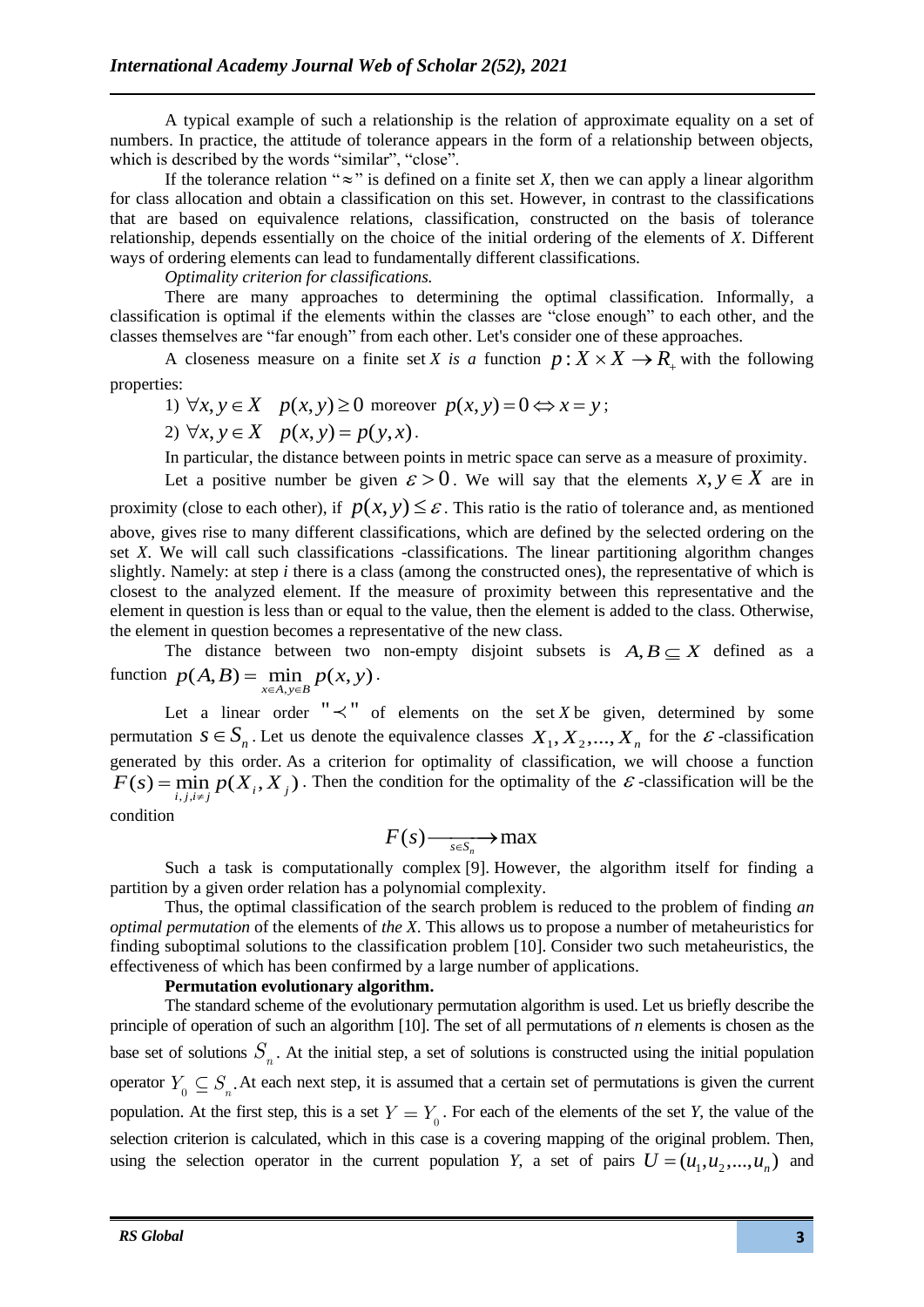A typical example of such a relationship is the relation of approximate equality on a set of numbers. In practice, the attitude of tolerance appears in the form of a relationship between objects, which is described by the words "similar", "close".

If the tolerance relation "$\approx$" is defined on a finite set *X*, then we can apply a linear algorithm for class allocation and obtain a classification on this set. However, in contrast to the classifications that are based on equivalence relations, classification, constructed on the basis of tolerance relationship, depends essentially on the choice of the initial ordering of the elements of *X*. Different ways of ordering elements can lead to fundamentally different classifications.

*Optimality criterion for classifications.*

There are many approaches to determining the optimal classification. Informally, a classification is optimal if the elements within the classes are "close enough" to each other, and the classes themselves are "far enough" from each other. Let's consider one of these approaches.

A closeness measure on a finite set *X is a* function $p: X \times X \rightarrow R_+$ with the following properties:

1) $\forall x, y \in X \quad p(x, y) \geq 0$ moreover $p(x, y) = 0 \Leftrightarrow x = y$;

2) $\forall x, y \in X \quad p(x, y) = p(y, x)$.

In particular, the distance between points in metric space can serve as a measure of proximity.

Let a positive number be given $\varepsilon > 0$. We will say that the elements $x, y \in X$ are in proximity (close to each other), if $p(x, y) \leq \varepsilon$. This ratio is the ratio of tolerance and, as mentioned above, gives rise to many different classifications, which are defined by the selected ordering on the set *X*. We will call such classifications -classifications. The linear partitioning algorithm changes slightly. Namely: at step *i* there is a class (among the constructed ones), the representative of which is closest to the analyzed element. If the measure of proximity between this representative and the element in question is less than or equal to the value, then the element is added to the class. Otherwise, the element in question becomes a representative of the new class.

The distance between two non-empty disjoint subsets is $A, B \subseteq X$ defined as a function $p(A, B) = \min_{x \in A, y \in B} p(x, y)$.

Let a linear order "$\prec$" of elements on the set *X* be given, determined by some permutation $s \in S_n$. Let us denote the equivalence classes $X_1, X_2, ..., X_n$ for the $\varepsilon$-classification generated by this order. As a criterion for optimality of classification, we will choose a function $F(s) = \min_{i,j,i \neq j} p(X_i, X_j)$. Then the condition for the optimality of the $\varepsilon$-classification will be the condition

$$F(s) \xrightarrow[s \in S_n]{} \max$$

Such a task is computationally complex [9]. However, the algorithm itself for finding a partition by a given order relation has a polynomial complexity.

Thus, the optimal classification of the search problem is reduced to the problem of finding *an optimal permutation* of the elements of *the X*. This allows us to propose a number of metaheuristics for finding suboptimal solutions to the classification problem [10]. Consider two such metaheuristics, the effectiveness of which has been confirmed by a large number of applications.

**Permutation evolutionary algorithm.**

The standard scheme of the evolutionary permutation algorithm is used. Let us briefly describe the principle of operation of such an algorithm [10]. The set of all permutations of *n* elements is chosen as the base set of solutions $S_n$. At the initial step, a set of solutions is constructed using the initial population operator $Y_0 \subseteq S_n$. At each next step, it is assumed that a certain set of permutations is given the current population. At the first step, this is a set $Y = Y_0$. For each of the elements of the set *Y*, the value of the selection criterion is calculated, which in this case is a covering mapping of the original problem. Then, using the selection operator in the current population *Y*, a set of pairs $U = (u_1, u_2, ..., u_n)$ and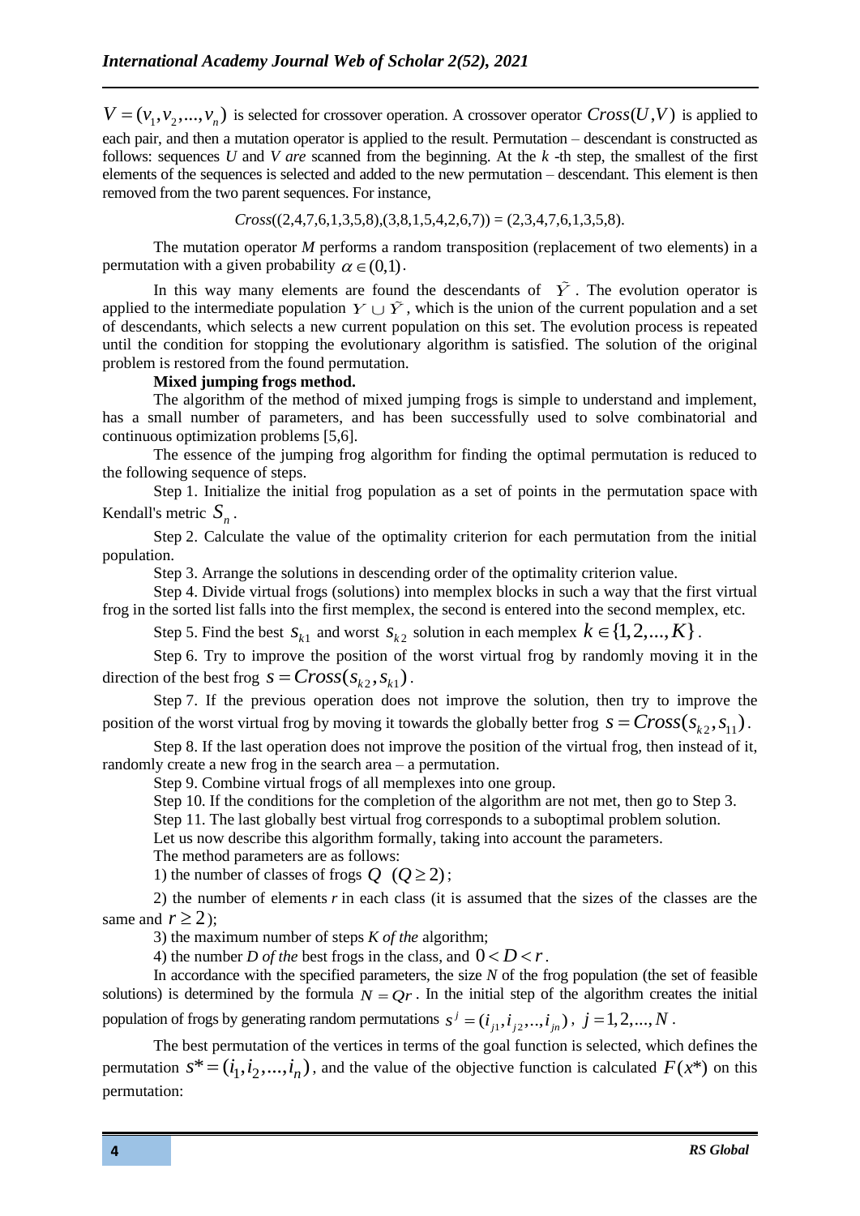$V = (v_1, v_2, ..., v_n)$ is selected for crossover operation. A crossover operator $Cross(U,V)$ is applied to each pair, and then a mutation operator is applied to the result. Permutation – descendant is constructed as follows: sequences *U* and *V are* scanned from the beginning. At the *k* -th step, the smallest of the first elements of the sequences is selected and added to the new permutation – descendant. This element is then removed from the two parent sequences. For instance,

$$Cross((2,4,7,6,1,3,5,8),(3,8,1,5,4,2,6,7)) = (2,3,4,7,6,1,3,5,8).$$

The mutation operator *M* performs a random transposition (replacement of two elements) in a permutation with a given probability $\alpha \in (0,1)$.

In this way many elements are found the descendants of $\tilde{Y}$. The evolution operator is applied to the intermediate population $Y \cup \tilde{Y}$, which is the union of the current population and a set of descendants, which selects a new current population on this set. The evolution process is repeated until the condition for stopping the evolutionary algorithm is satisfied. The solution of the original problem is restored from the found permutation.

**Mixed jumping frogs method.**

The algorithm of the method of mixed jumping frogs is simple to understand and implement, has a small number of parameters, and has been successfully used to solve combinatorial and continuous optimization problems [5,6].

The essence of the jumping frog algorithm for finding the optimal permutation is reduced to the following sequence of steps.

Step 1. Initialize the initial frog population as a set of points in the permutation space with Kendall's metric $S_n$.

Step 2. Calculate the value of the optimality criterion for each permutation from the initial population.

Step 3. Arrange the solutions in descending order of the optimality criterion value.

Step 4. Divide virtual frogs (solutions) into memplex blocks in such a way that the first virtual frog in the sorted list falls into the first memplex, the second is entered into the second memplex, etc.

Step 5. Find the best $s_{k1}$ and worst $s_{k2}$ solution in each memplex $k \in \{1, 2, ..., K\}$.

Step 6. Try to improve the position of the worst virtual frog by randomly moving it in the direction of the best frog $s = Cross(s_{k2}, s_{k1})$.

Step 7. If the previous operation does not improve the solution, then try to improve the position of the worst virtual frog by moving it towards the globally better frog $s = Cross(s_{k2}, s_{11})$.

Step 8. If the last operation does not improve the position of the virtual frog, then instead of it, randomly create a new frog in the search area – a permutation.

Step 9. Combine virtual frogs of all memplexes into one group.

Step 10. If the conditions for the completion of the algorithm are not met, then go to Step 3.

Step 11. The last globally best virtual frog corresponds to a suboptimal problem solution.

Let us now describe this algorithm formally, taking into account the parameters.

The method parameters are as follows:

1) the number of classes of frogs $Q$ $(Q \geq 2)$;

2) the number of elements *r* in each class (it is assumed that the sizes of the classes are the same and $r \geq 2$);

3) the maximum number of steps *K of the* algorithm;

4) the number *D of the* best frogs in the class, and $0 < D < r$.

In accordance with the specified parameters, the size *N* of the frog population (the set of feasible solutions) is determined by the formula $N = Qr$. In the initial step of the algorithm creates the initial population of frogs by generating random permutations $s^j = (i_{j1}, i_{j2}, .., i_{jn})$, $j = 1, 2, ..., N$.

The best permutation of the vertices in terms of the goal function is selected, which defines the permutation $s^* = (i_1, i_2, ..., i_n)$, and the value of the objective function is calculated $F(x^*)$ on this permutation: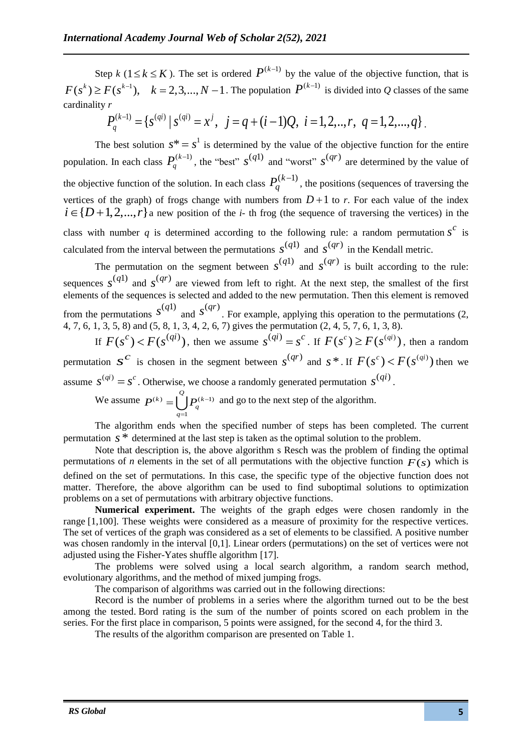Step $k$ ($1 \le k \le K$). The set is ordered $P^{(k-1)}$ by the value of the objective function, that is $F(s^k) \ge F(s^{k-1}), \quad k = 2,3,..., N-1$. The population $P^{(k-1)}$ is divided into $Q$ classes of the same cardinality $r$

$$P_q^{(k-1)} = \{s^{(qi)} \mid s^{(qi)} = x^j, \;\; j = q + (i-1)Q, \; i = 1,2,..,r, \; q = 1,2,...,q\}.$$

The best solution $s^* = s^1$ is determined by the value of the objective function for the entire population. In each class $P_q^{(k-1)}$, the "best" $s^{(q1)}$ and "worst" $s^{(qr)}$ are determined by the value of the objective function of the solution. In each class $P_q^{(k-1)}$, the positions (sequences of traversing the vertices of the graph) of frogs change with numbers from $D+1$ to $r$. For each value of the index $i \in \{D+1, 2, ..., r\}$ a new position of the $i$- th frog (the sequence of traversing the vertices) in the class with number $q$ is determined according to the following rule: a random permutation $s^c$ is calculated from the interval between the permutations $s^{(q1)}$ and $s^{(qr)}$ in the Kendall metric.

The permutation on the segment between $s^{(q1)}$ and $s^{(qr)}$ is built according to the rule: sequences $s^{(q1)}$ and $s^{(qr)}$ are viewed from left to right. At the next step, the smallest of the first elements of the sequences is selected and added to the new permutation. Then this element is removed from the permutations $s^{(q1)}$ and $s^{(qr)}$. For example, applying this operation to the permutations (2, 4, 7, 6, 1, 3, 5, 8) and (5, 8, 1, 3, 4, 2, 6, 7) gives the permutation (2, 4, 5, 7, 6, 1, 3, 8).

If $F(s^c) < F(s^{(qi)})$, then we assume $s^{(qi)} = s^c$. If $F(s^c) \ge F(s^{(qi)})$, then a random permutation $s^c$ is chosen in the segment between $s^{(qr)}$ and $s^*$. If $F(s^c) < F(s^{(qi)})$ then we assume $s^{(qi)} = s^c$. Otherwise, we choose a randomly generated permutation $s^{(qi)}$.

We assume $P^{(k)} = \bigcup_{q=1}^{Q} P_q^{(k-1)}$ and go to the next step of the algorithm.

The algorithm ends when the specified number of steps has been completed. The current permutation $s^*$ determined at the last step is taken as the optimal solution to the problem.

Note that description is, the above algorithm s Resch was the problem of finding the optimal permutations of $n$ elements in the set of all permutations with the objective function $F(s)$ which is defined on the set of permutations. In this case, the specific type of the objective function does not matter. Therefore, the above algorithm can be used to find suboptimal solutions to optimization problems on a set of permutations with arbitrary objective functions.

**Numerical experiment.** The weights of the graph edges were chosen randomly in the range [1,100]. These weights were considered as a measure of proximity for the respective vertices. The set of vertices of the graph was considered as a set of elements to be classified. A positive number was chosen randomly in the interval [0,1]. Linear orders (permutations) on the set of vertices were not adjusted using the Fisher-Yates shuffle algorithm [17].

The problems were solved using a local search algorithm, a random search method, evolutionary algorithms, and the method of mixed jumping frogs.

The comparison of algorithms was carried out in the following directions:

Record is the number of problems in a series where the algorithm turned out to be the best among the tested. Bord rating is the sum of the number of points scored on each problem in the series. For the first place in comparison, 5 points were assigned, for the second 4, for the third 3.

The results of the algorithm comparison are presented on Table 1.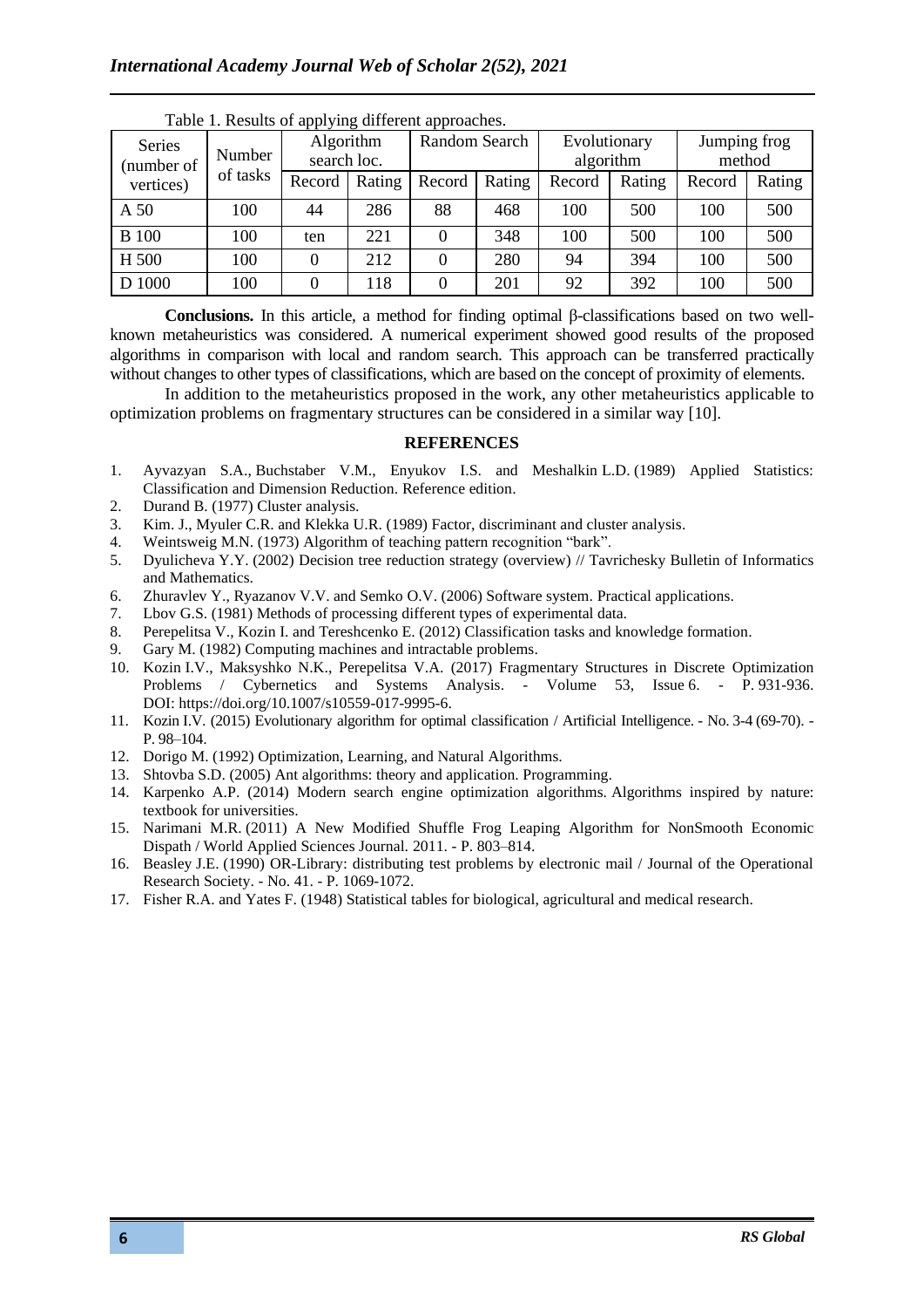Table 1. Results of applying different approaches.

| Series (number of vertices) | Number of tasks | Algorithm search loc. | | Random Search | | Evolutionary algorithm | | Jumping frog method | |
|---|---|---|---|---|---|---|---|---|---|
| | | Record | Rating | Record | Rating | Record | Rating | Record | Rating |
| A 50 | 100 | 44 | 286 | 88 | 468 | 100 | 500 | 100 | 500 |
| B 100 | 100 | ten | 221 | 0 | 348 | 100 | 500 | 100 | 500 |
| H 500 | 100 | 0 | 212 | 0 | 280 | 94 | 394 | 100 | 500 |
| D 1000 | 100 | 0 | 118 | 0 | 201 | 92 | 392 | 100 | 500 |

**Conclusions.** In this article, a method for finding optimal β-classifications based on two well-known metaheuristics was considered. A numerical experiment showed good results of the proposed algorithms in comparison with local and random search. This approach can be transferred practically without changes to other types of classifications, which are based on the concept of proximity of elements.

In addition to the metaheuristics proposed in the work, any other metaheuristics applicable to optimization problems on fragmentary structures can be considered in a similar way [10].

## REFERENCES

1. Ayvazyan S.A., Buchstaber V.M., Enyukov I.S. and Meshalkin L.D. (1989) Applied Statistics: Classification and Dimension Reduction. Reference edition.
2. Durand B. (1977) Cluster analysis.
3. Kim. J., Myuler C.R. and Klekka U.R. (1989) Factor, discriminant and cluster analysis.
4. Weintsweig M.N. (1973) Algorithm of teaching pattern recognition "bark".
5. Dyulicheva Y.Y. (2002) Decision tree reduction strategy (overview) // Tavrichesky Bulletin of Informatics and Mathematics.
6. Zhuravlev Y., Ryazanov V.V. and Semko O.V. (2006) Software system. Practical applications.
7. Lbov G.S. (1981) Methods of processing different types of experimental data.
8. Perepelitsa V., Kozin I. and Tereshcenko E. (2012) Classification tasks and knowledge formation.
9. Gary M. (1982) Computing machines and intractable problems.
10. Kozin I.V., Maksyshko N.K., Perepelitsa V.A. (2017) Fragmentary Structures in Discrete Optimization Problems / Cybernetics and Systems Analysis. - Volume 53, Issue 6. - P. 931-936. DOI: https://doi.org/10.1007/s10559-017-9995-6.
11. Kozin I.V. (2015) Evolutionary algorithm for optimal classification / Artificial Intelligence. - No. 3-4 (69-70). - P. 98–104.
12. Dorigo M. (1992) Optimization, Learning, and Natural Algorithms.
13. Shtovba S.D. (2005) Ant algorithms: theory and application. Programming.
14. Karpenko A.P. (2014) Modern search engine optimization algorithms. Algorithms inspired by nature: textbook for universities.
15. Narimani M.R. (2011) A New Modified Shuffle Frog Leaping Algorithm for NonSmooth Economic Dispath / World Applied Sciences Journal. 2011. - P. 803–814.
16. Beasley J.E. (1990) OR-Library: distributing test problems by electronic mail / Journal of the Operational Research Society. - No. 41. - P. 1069-1072.
17. Fisher R.A. and Yates F. (1948) Statistical tables for biological, agricultural and medical research.